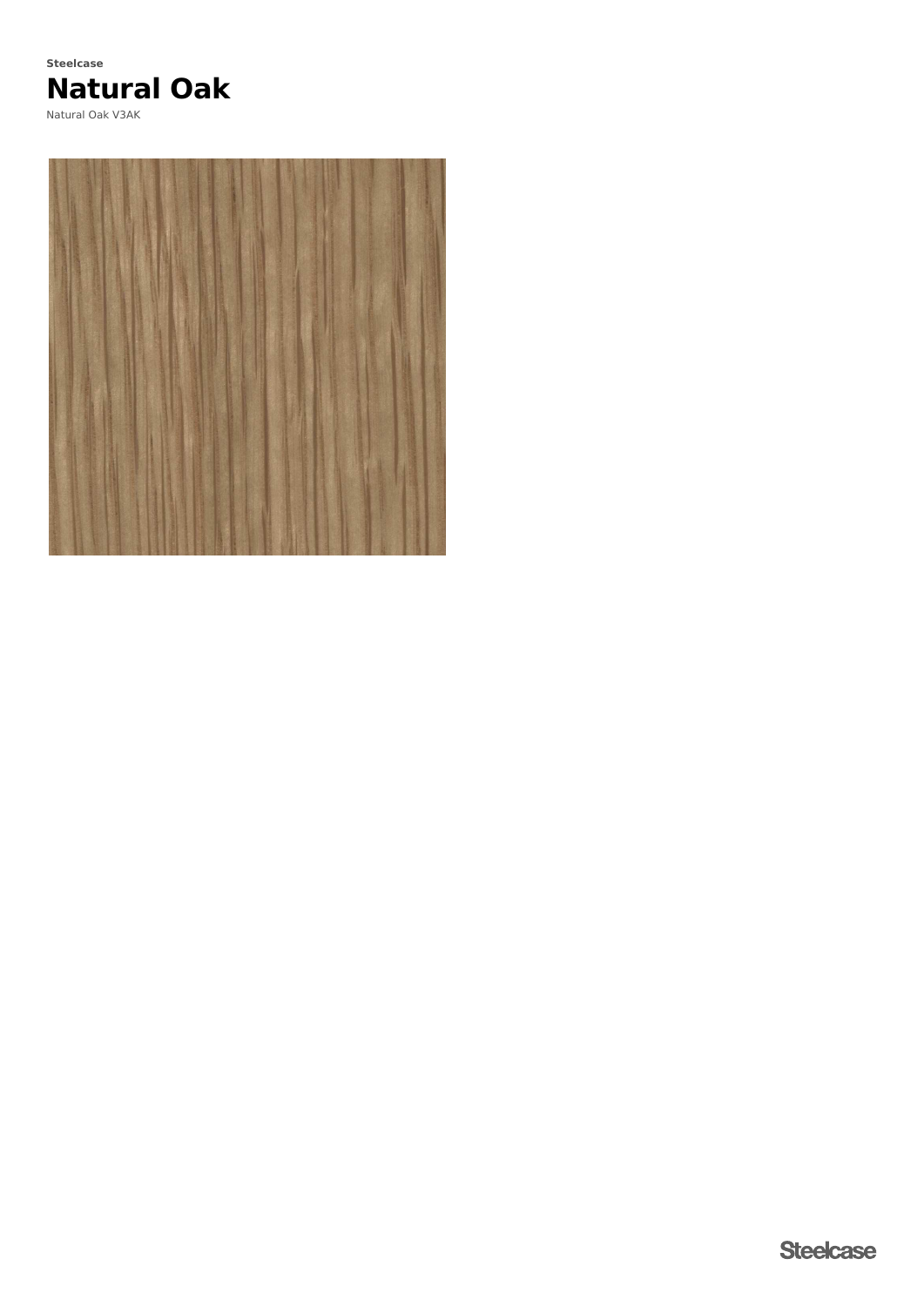Steelcase

# Natural Oak

Natural Oak V3AK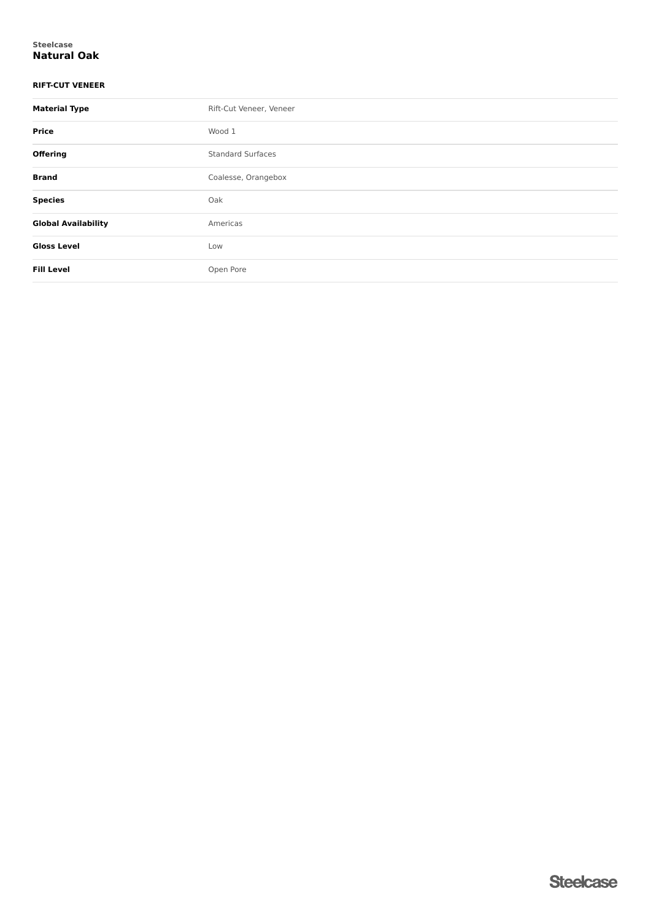Steelcase

# Natural Oak

## RIFT-CUT VENEER

| | |
|---|---|
| **Material Type** | Rift-Cut Veneer, Veneer |
| **Price** | Wood 1 |
| **Offering** | Standard Surfaces |
| **Brand** | Coalesse, Orangebox |
| **Species** | Oak |
| **Global Availability** | Americas |
| **Gloss Level** | Low |
| **Fill Level** | Open Pore |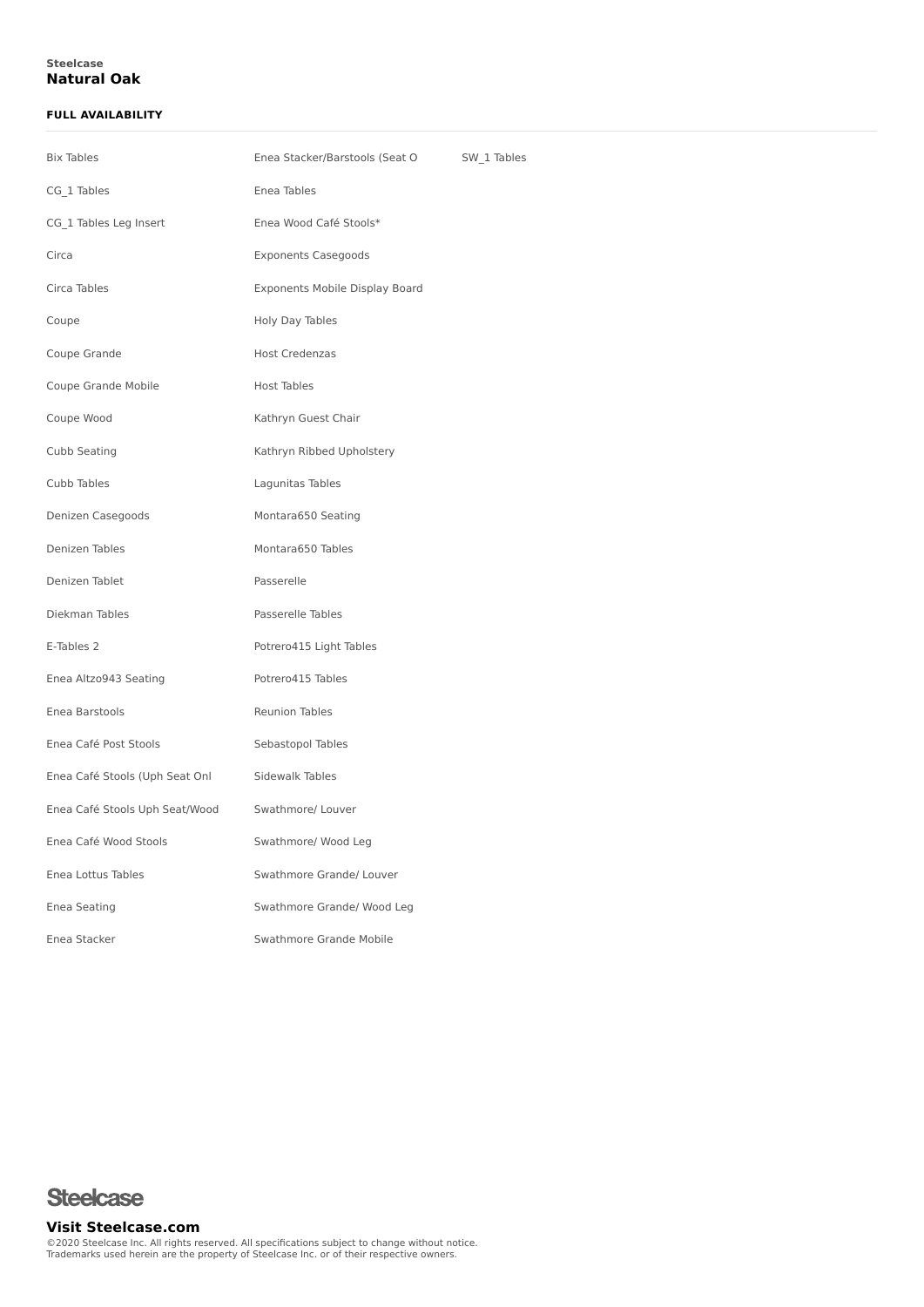Steelcase
**Natural Oak**

**FULL AVAILABILITY**

| | | |
|---|---|---|
| Bix Tables | Enea Stacker/Barstools (Seat O | SW_1 Tables |
| CG_1 Tables | Enea Tables | |
| CG_1 Tables Leg Insert | Enea Wood Café Stools* | |
| Circa | Exponents Casegoods | |
| Circa Tables | Exponents Mobile Display Board | |
| Coupe | Holy Day Tables | |
| Coupe Grande | Host Credenzas | |
| Coupe Grande Mobile | Host Tables | |
| Coupe Wood | Kathryn Guest Chair | |
| Cubb Seating | Kathryn Ribbed Upholstery | |
| Cubb Tables | Lagunitas Tables | |
| Denizen Casegoods | Montara650 Seating | |
| Denizen Tables | Montara650 Tables | |
| Denizen Tablet | Passerelle | |
| Diekman Tables | Passerelle Tables | |
| E-Tables 2 | Potrero415 Light Tables | |
| Enea Altzo943 Seating | Potrero415 Tables | |
| Enea Barstools | Reunion Tables | |
| Enea Café Post Stools | Sebastopol Tables | |
| Enea Café Stools (Uph Seat Onl | Sidewalk Tables | |
| Enea Café Stools Uph Seat/Wood | Swathmore/ Louver | |
| Enea Café Wood Stools | Swathmore/ Wood Leg | |
| Enea Lottus Tables | Swathmore Grande/ Louver | |
| Enea Seating | Swathmore Grande/ Wood Leg | |
| Enea Stacker | Swathmore Grande Mobile | |

Steelcase

**Visit Steelcase.com**

©2020 Steelcase Inc. All rights reserved. All specifications subject to change without notice.
Trademarks used herein are the property of Steelcase Inc. or of their respective owners.